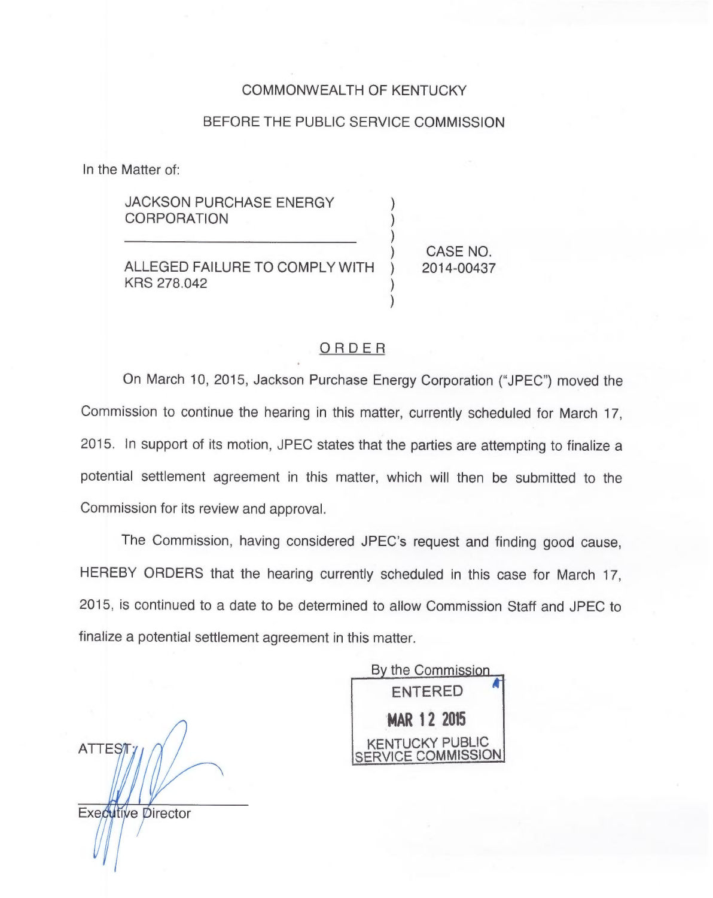COMMONWEALTH OF KENTUCKY

BEFORE THE PUBLIC SERVICE COMMISSION

In the Matter of:

| | | |
|---|---|---|
| JACKSON PURCHASE ENERGY CORPORATION | ) | |
| ALLEGED FAILURE TO COMPLY WITH KRS 278.042 | ) | CASE NO. 2014-00437 |

## ORDER

On March 10, 2015, Jackson Purchase Energy Corporation ("JPEC") moved the Commission to continue the hearing in this matter, currently scheduled for March 17, 2015. In support of its motion, JPEC states that the parties are attempting to finalize a potential settlement agreement in this matter, which will then be submitted to the Commission for its review and approval.

The Commission, having considered JPEC's request and finding good cause, HEREBY ORDERS that the hearing currently scheduled in this case for March 17, 2015, is continued to a date to be determined to allow Commission Staff and JPEC to finalize a potential settlement agreement in this matter.

By the Commission

ENTERED

MAR 12 2015

KENTUCKY PUBLIC SERVICE COMMISSION

ATTEST:

Executive Director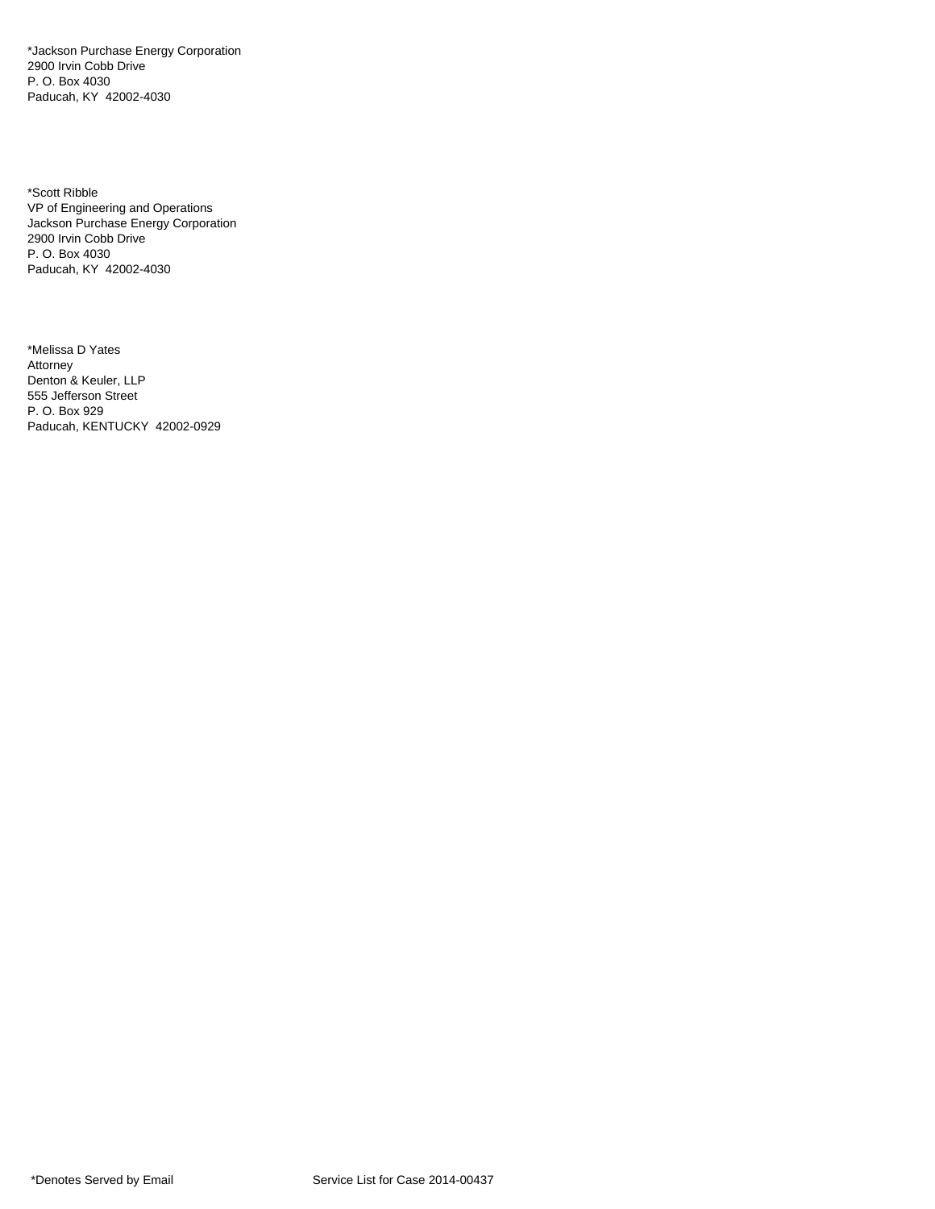*Jackson Purchase Energy Corporation
2900 Irvin Cobb Drive
P. O. Box 4030
Paducah, KY  42002-4030

*Scott Ribble
VP of Engineering and Operations
Jackson Purchase Energy Corporation
2900 Irvin Cobb Drive
P. O. Box 4030
Paducah, KY  42002-4030

*Melissa D Yates
Attorney
Denton & Keuler, LLP
555 Jefferson Street
P. O. Box 929
Paducah, KENTUCKY  42002-0929

*Denotes Served by Email

Service List for Case 2014-00437